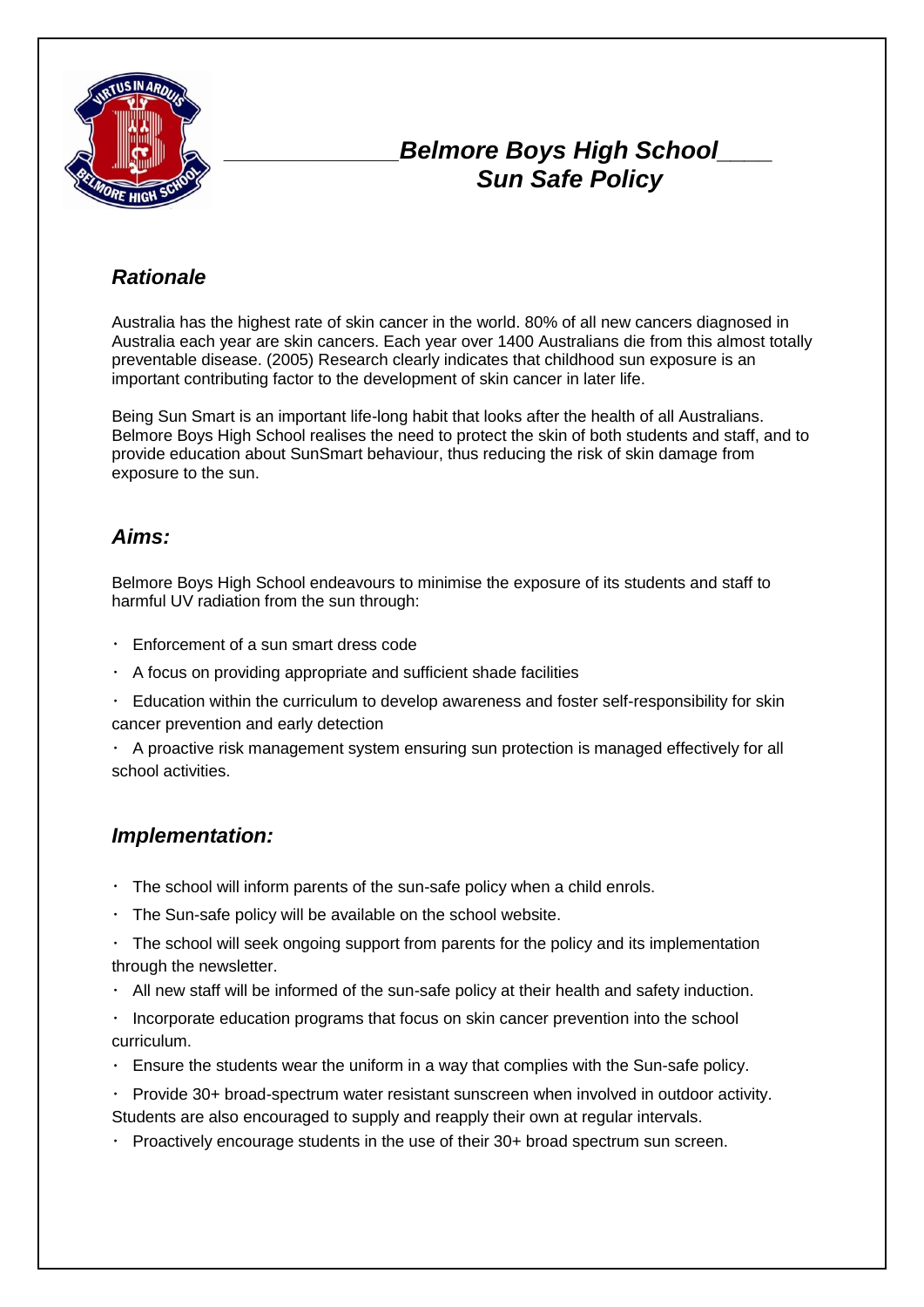# *Belmore Boys High School*
# *Sun Safe Policy*

## *Rationale*

Australia has the highest rate of skin cancer in the world. 80% of all new cancers diagnosed in Australia each year are skin cancers. Each year over 1400 Australians die from this almost totally preventable disease. (2005) Research clearly indicates that childhood sun exposure is an important contributing factor to the development of skin cancer in later life.

Being Sun Smart is an important life-long habit that looks after the health of all Australians. Belmore Boys High School realises the need to protect the skin of both students and staff, and to provide education about SunSmart behaviour, thus reducing the risk of skin damage from exposure to the sun.

## *Aims:*

Belmore Boys High School endeavours to minimise the exposure of its students and staff to harmful UV radiation from the sun through:

- Enforcement of a sun smart dress code
- A focus on providing appropriate and sufficient shade facilities
- Education within the curriculum to develop awareness and foster self-responsibility for skin cancer prevention and early detection
- A proactive risk management system ensuring sun protection is managed effectively for all school activities.

## *Implementation:*

- The school will inform parents of the sun-safe policy when a child enrols.
- The Sun-safe policy will be available on the school website.
- The school will seek ongoing support from parents for the policy and its implementation through the newsletter.
- All new staff will be informed of the sun-safe policy at their health and safety induction.
- Incorporate education programs that focus on skin cancer prevention into the school curriculum.
- Ensure the students wear the uniform in a way that complies with the Sun-safe policy.
- Provide 30+ broad-spectrum water resistant sunscreen when involved in outdoor activity. Students are also encouraged to supply and reapply their own at regular intervals.
- Proactively encourage students in the use of their 30+ broad spectrum sun screen.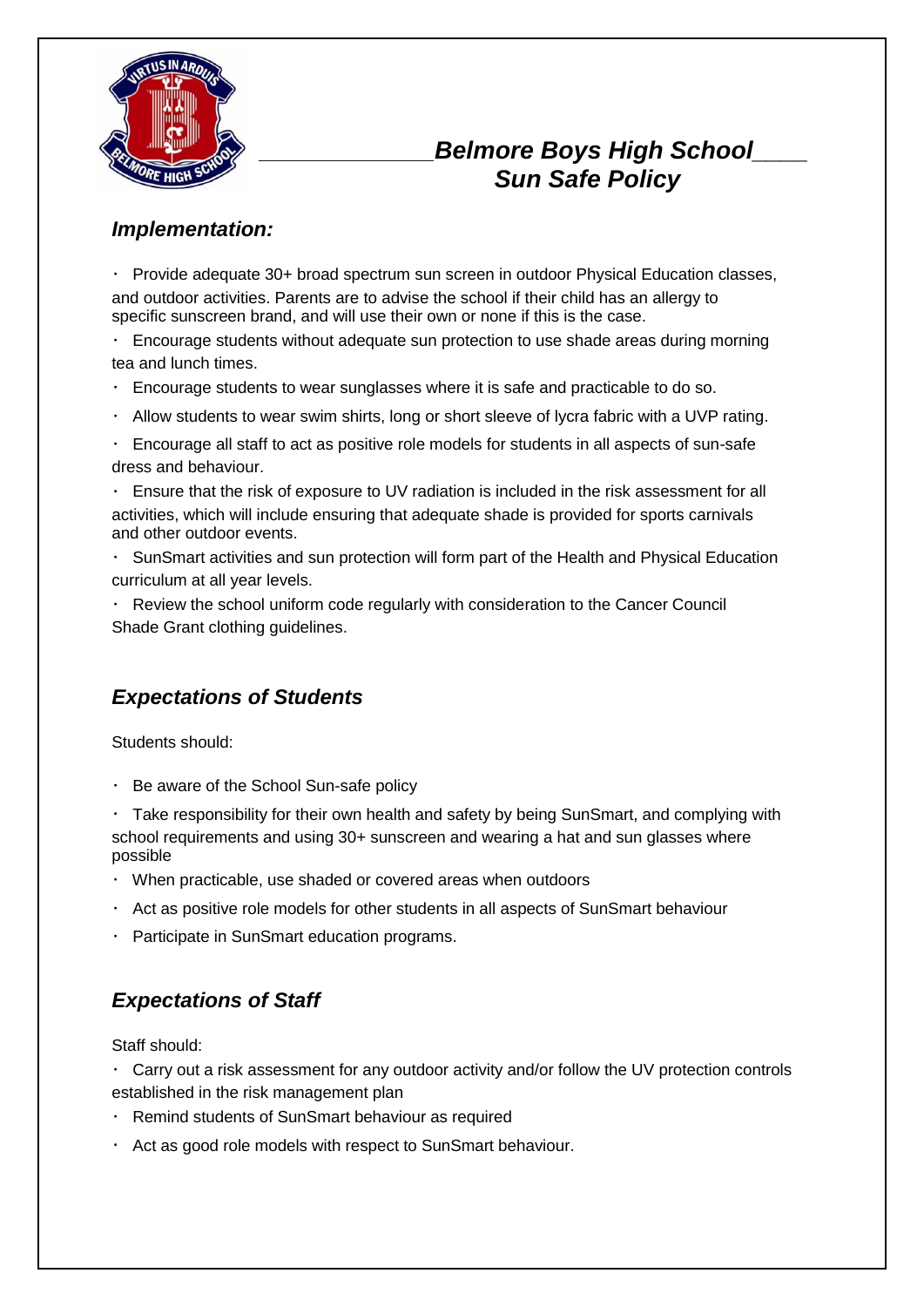# Belmore Boys High School
## Sun Safe Policy

### *Implementation:*

- Provide adequate 30+ broad spectrum sun screen in outdoor Physical Education classes, and outdoor activities. Parents are to advise the school if their child has an allergy to specific sunscreen brand, and will use their own or none if this is the case.
- Encourage students without adequate sun protection to use shade areas during morning tea and lunch times.
- Encourage students to wear sunglasses where it is safe and practicable to do so.
- Allow students to wear swim shirts, long or short sleeve of lycra fabric with a UVP rating.
- Encourage all staff to act as positive role models for students in all aspects of sun-safe dress and behaviour.
- Ensure that the risk of exposure to UV radiation is included in the risk assessment for all activities, which will include ensuring that adequate shade is provided for sports carnivals and other outdoor events.
- SunSmart activities and sun protection will form part of the Health and Physical Education curriculum at all year levels.
- Review the school uniform code regularly with consideration to the Cancer Council Shade Grant clothing guidelines.

### *Expectations of Students*

Students should:

- Be aware of the School Sun-safe policy
- Take responsibility for their own health and safety by being SunSmart, and complying with school requirements and using 30+ sunscreen and wearing a hat and sun glasses where possible
- When practicable, use shaded or covered areas when outdoors
- Act as positive role models for other students in all aspects of SunSmart behaviour
- Participate in SunSmart education programs.

### *Expectations of Staff*

Staff should:

- Carry out a risk assessment for any outdoor activity and/or follow the UV protection controls established in the risk management plan
- Remind students of SunSmart behaviour as required
- Act as good role models with respect to SunSmart behaviour.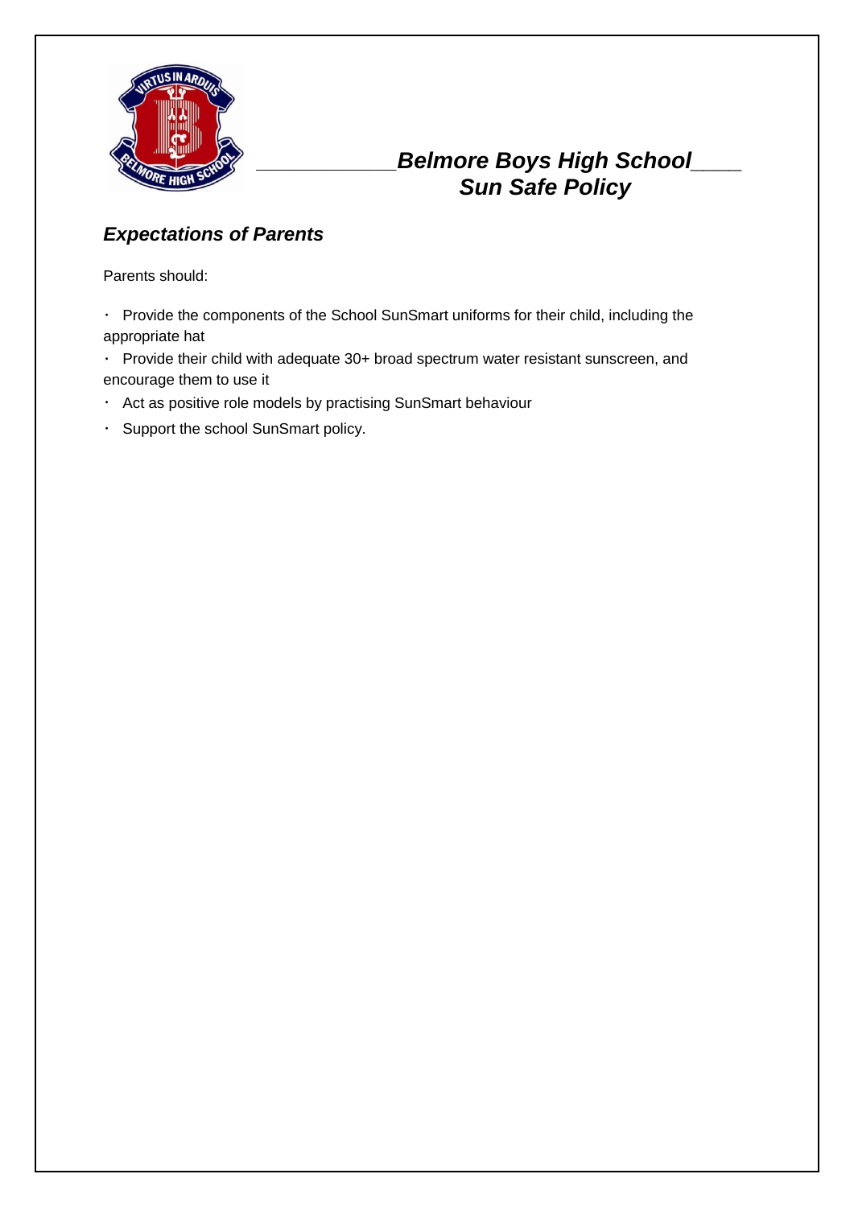# Belmore Boys High School
# Sun Safe Policy

## *Expectations of Parents*

Parents should:

- Provide the components of the School SunSmart uniforms for their child, including the appropriate hat
- Provide their child with adequate 30+ broad spectrum water resistant sunscreen, and encourage them to use it
- Act as positive role models by practising SunSmart behaviour
- Support the school SunSmart policy.